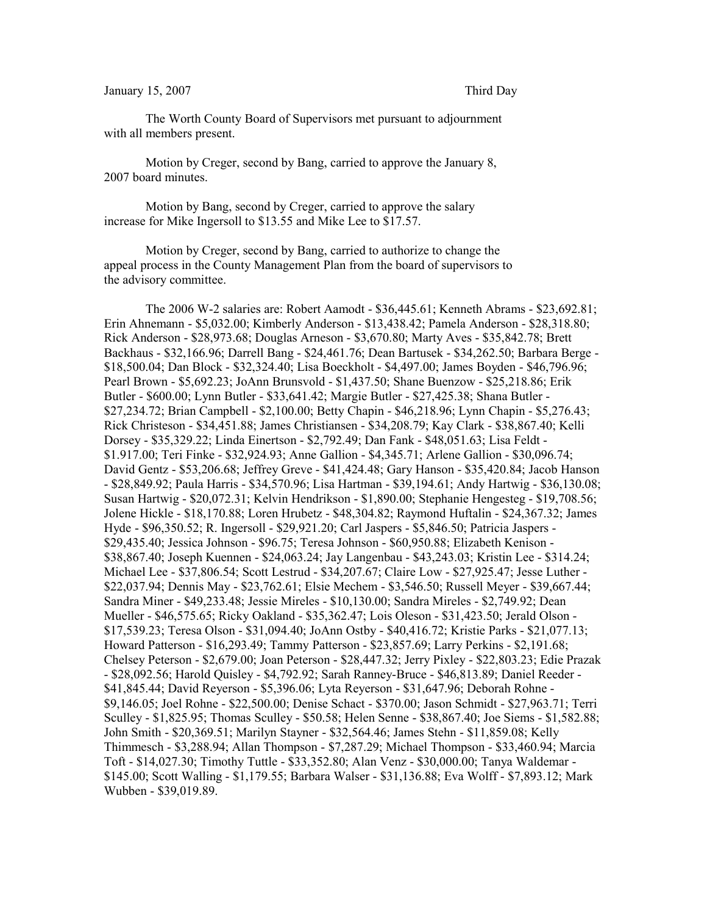January 15, 2007 Third Day

The Worth County Board of Supervisors met pursuant to adjournment with all members present.

Motion by Creger, second by Bang, carried to approve the January 8, 2007 board minutes.

Motion by Bang, second by Creger, carried to approve the salary increase for Mike Ingersoll to $13.55 and Mike Lee to $17.57.

Motion by Creger, second by Bang, carried to authorize to change the appeal process in the County Management Plan from the board of supervisors to the advisory committee.

The 2006 W-2 salaries are: Robert Aamodt - $36,445.61; Kenneth Abrams - $23,692.81; Erin Ahnemann - $5,032.00; Kimberly Anderson - $13,438.42; Pamela Anderson - $28,318.80; Rick Anderson - $28,973.68; Douglas Arneson - $3,670.80; Marty Aves - $35,842.78; Brett Backhaus - $32,166.96; Darrell Bang - $24,461.76; Dean Bartusek - $34,262.50; Barbara Berge - $18,500.04; Dan Block - $32,324.40; Lisa Boeckholt - $4,497.00; James Boyden - $46,796.96; Pearl Brown - $5,692.23; JoAnn Brunsvold - $1,437.50; Shane Buenzow - $25,218.86; Erik Butler - $600.00; Lynn Butler - $33,641.42; Margie Butler - $27,425.38; Shana Butler - $27,234.72; Brian Campbell - $2,100.00; Betty Chapin - $46,218.96; Lynn Chapin - $5,276.43; Rick Christeson - $34,451.88; James Christiansen - $34,208.79; Kay Clark - $38,867.40; Kelli Dorsey - $35,329.22; Linda Einertson - $2,792.49; Dan Fank - $48,051.63; Lisa Feldt - $1.917.00; Teri Finke - $32,924.93; Anne Gallion - $4,345.71; Arlene Gallion - $30,096.74; David Gentz - $53,206.68; Jeffrey Greve - $41,424.48; Gary Hanson - $35,420.84; Jacob Hanson - $28,849.92; Paula Harris - $34,570.96; Lisa Hartman - $39,194.61; Andy Hartwig - $36,130.08; Susan Hartwig - $20,072.31; Kelvin Hendrikson - $1,890.00; Stephanie Hengesteg - $19,708.56; Jolene Hickle - $18,170.88; Loren Hrubetz - $48,304.82; Raymond Huftalin - $24,367.32; James Hyde - $96,350.52; R. Ingersoll - $29,921.20; Carl Jaspers - $5,846.50; Patricia Jaspers - $29,435.40; Jessica Johnson - $96.75; Teresa Johnson - $60,950.88; Elizabeth Kenison - $38,867.40; Joseph Kuennen - $24,063.24; Jay Langenbau - $43,243.03; Kristin Lee - $314.24; Michael Lee - $37,806.54; Scott Lestrud - $34,207.67; Claire Low - $27,925.47; Jesse Luther - $22,037.94; Dennis May - $23,762.61; Elsie Mechem - $3,546.50; Russell Meyer - $39,667.44; Sandra Miner - $49,233.48; Jessie Mireles - $10,130.00; Sandra Mireles - $2,749.92; Dean Mueller - $46,575.65; Ricky Oakland - $35,362.47; Lois Oleson - $31,423.50; Jerald Olson - $17,539.23; Teresa Olson - $31,094.40; JoAnn Ostby - $40,416.72; Kristie Parks - $21,077.13; Howard Patterson - $16,293.49; Tammy Patterson - $23,857.69; Larry Perkins - $2,191.68; Chelsey Peterson - $2,679.00; Joan Peterson - $28,447.32; Jerry Pixley - $22,803.23; Edie Prazak - $28,092.56; Harold Quisley - $4,792.92; Sarah Ranney-Bruce - $46,813.89; Daniel Reeder - $41,845.44; David Reyerson - $5,396.06; Lyta Reyerson - $31,647.96; Deborah Rohne - $9,146.05; Joel Rohne - $22,500.00; Denise Schact - $370.00; Jason Schmidt - $27,963.71; Terri Sculley - $1,825.95; Thomas Sculley - $50.58; Helen Senne - $38,867.40; Joe Siems - $1,582.88; John Smith - $20,369.51; Marilyn Stayner - $32,564.46; James Stehn - $11,859.08; Kelly Thimmesch - $3,288.94; Allan Thompson - $7,287.29; Michael Thompson - $33,460.94; Marcia Toft - $14,027.30; Timothy Tuttle - $33,352.80; Alan Venz - $30,000.00; Tanya Waldemar - $145.00; Scott Walling - $1,179.55; Barbara Walser - $31,136.88; Eva Wolff - $7,893.12; Mark Wubben - $39,019.89.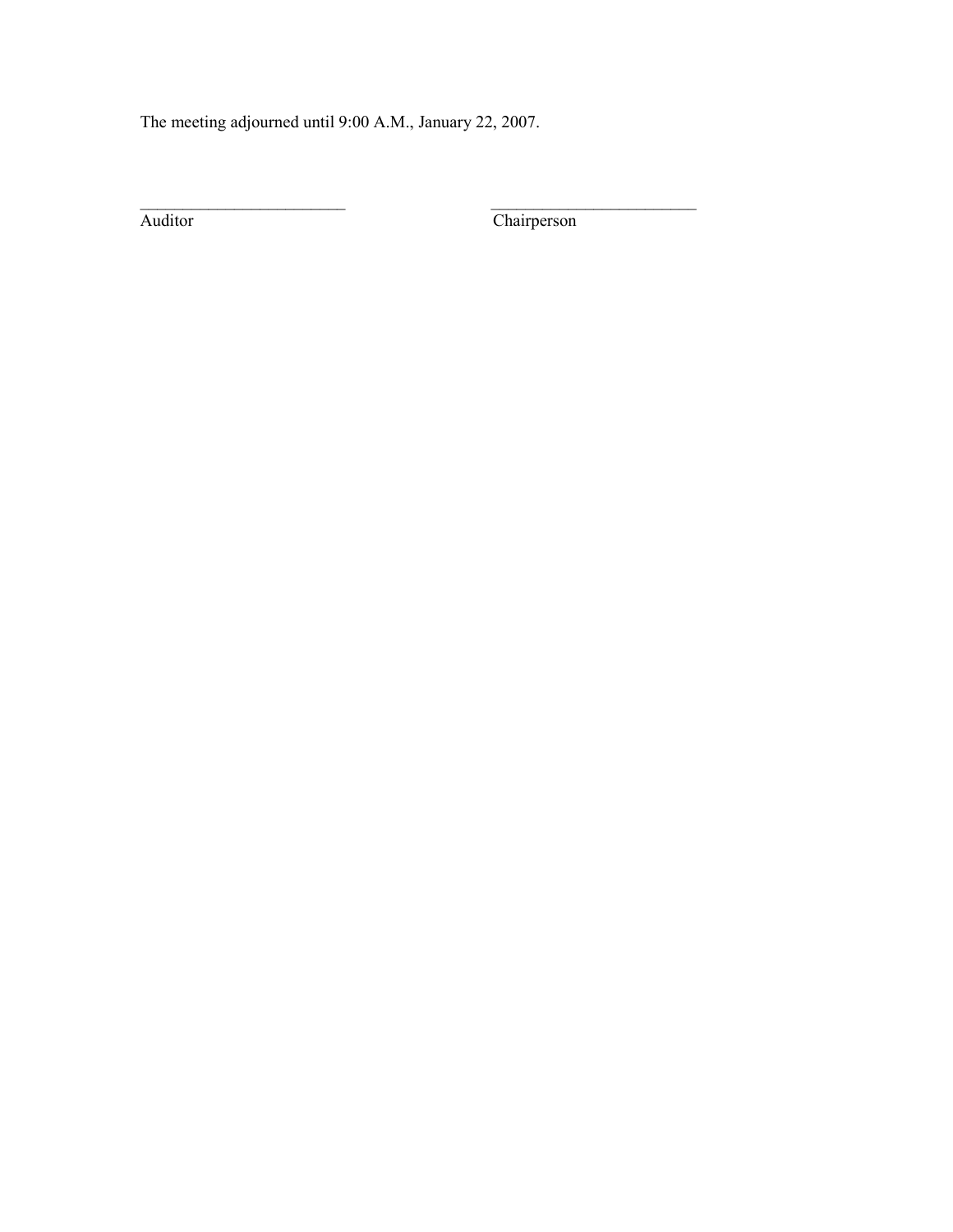The meeting adjourned until 9:00 A.M., January 22, 2007.

________________________ ________________________

Auditor Chairperson